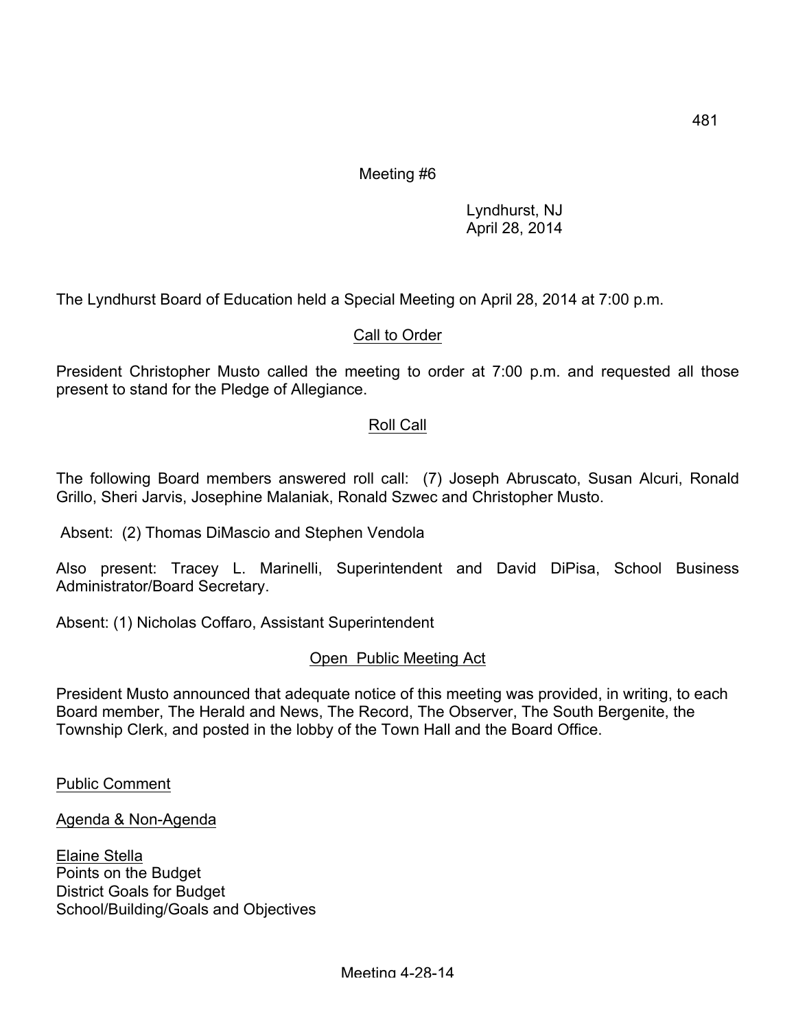Meeting #6

Lyndhurst, NJ
April 28, 2014

The Lyndhurst Board of Education held a Special Meeting on April 28, 2014 at 7:00 p.m.

## Call to Order

President Christopher Musto called the meeting to order at 7:00 p.m. and requested all those present to stand for the Pledge of Allegiance.

## Roll Call

The following Board members answered roll call: (7) Joseph Abruscato, Susan Alcuri, Ronald Grillo, Sheri Jarvis, Josephine Malaniak, Ronald Szwec and Christopher Musto.

Absent: (2) Thomas DiMascio and Stephen Vendola

Also present: Tracey L. Marinelli, Superintendent and David DiPisa, School Business Administrator/Board Secretary.

Absent: (1) Nicholas Coffaro, Assistant Superintendent

## Open Public Meeting Act

President Musto announced that adequate notice of this meeting was provided, in writing, to each Board member, The Herald and News, The Record, The Observer, The South Bergenite, the Township Clerk, and posted in the lobby of the Town Hall and the Board Office.

Public Comment

Agenda & Non-Agenda

Elaine Stella
Points on the Budget
District Goals for Budget
School/Building/Goals and Objectives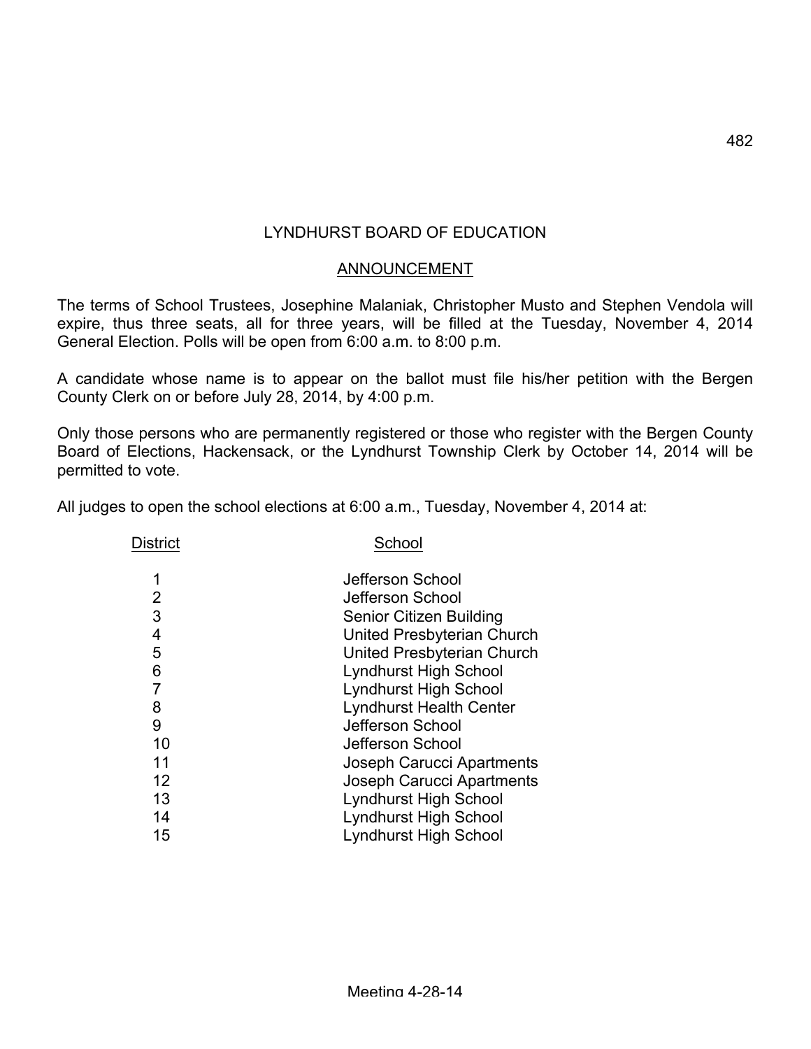# LYNDHURST BOARD OF EDUCATION

## ANNOUNCEMENT

The terms of School Trustees, Josephine Malaniak, Christopher Musto and Stephen Vendola will expire, thus three seats, all for three years, will be filled at the Tuesday, November 4, 2014 General Election. Polls will be open from 6:00 a.m. to 8:00 p.m.

A candidate whose name is to appear on the ballot must file his/her petition with the Bergen County Clerk on or before July 28, 2014, by 4:00 p.m.

Only those persons who are permanently registered or those who register with the Bergen County Board of Elections, Hackensack, or the Lyndhurst Township Clerk by October 14, 2014 will be permitted to vote.

All judges to open the school elections at 6:00 a.m., Tuesday, November 4, 2014 at:

| District | School |
|---|---|
| 1 | Jefferson School |
| 2 | Jefferson School |
| 3 | Senior Citizen Building |
| 4 | United Presbyterian Church |
| 5 | United Presbyterian Church |
| 6 | Lyndhurst High School |
| 7 | Lyndhurst High School |
| 8 | Lyndhurst Health Center |
| 9 | Jefferson School |
| 10 | Jefferson School |
| 11 | Joseph Carucci Apartments |
| 12 | Joseph Carucci Apartments |
| 13 | Lyndhurst High School |
| 14 | Lyndhurst High School |
| 15 | Lyndhurst High School |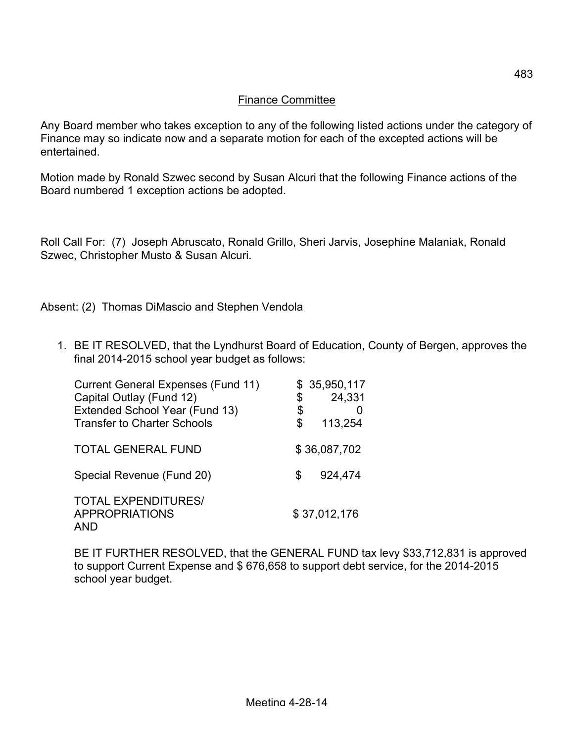## Finance Committee

Any Board member who takes exception to any of the following listed actions under the category of Finance may so indicate now and a separate motion for each of the excepted actions will be entertained.

Motion made by Ronald Szwec second by Susan Alcuri that the following Finance actions of the Board numbered 1 exception actions be adopted.

Roll Call For: (7) Joseph Abruscato, Ronald Grillo, Sheri Jarvis, Josephine Malaniak, Ronald Szwec, Christopher Musto & Susan Alcuri.

Absent: (2) Thomas DiMascio and Stephen Vendola

1. BE IT RESOLVED, that the Lyndhurst Board of Education, County of Bergen, approves the final 2014-2015 school year budget as follows:

| | |
|---|---|
| Current General Expenses (Fund 11) | $ 35,950,117 |
| Capital Outlay (Fund 12) | $ 24,331 |
| Extended School Year (Fund 13) | $ 0 |
| Transfer to Charter Schools | $ 113,254 |
| TOTAL GENERAL FUND | $ 36,087,702 |
| Special Revenue (Fund 20) | $ 924,474 |
| TOTAL EXPENDITURES/ APPROPRIATIONS AND | $ 37,012,176 |

BE IT FURTHER RESOLVED, that the GENERAL FUND tax levy $33,712,831 is approved to support Current Expense and $ 676,658 to support debt service, for the 2014-2015 school year budget.

Meeting 4-28-14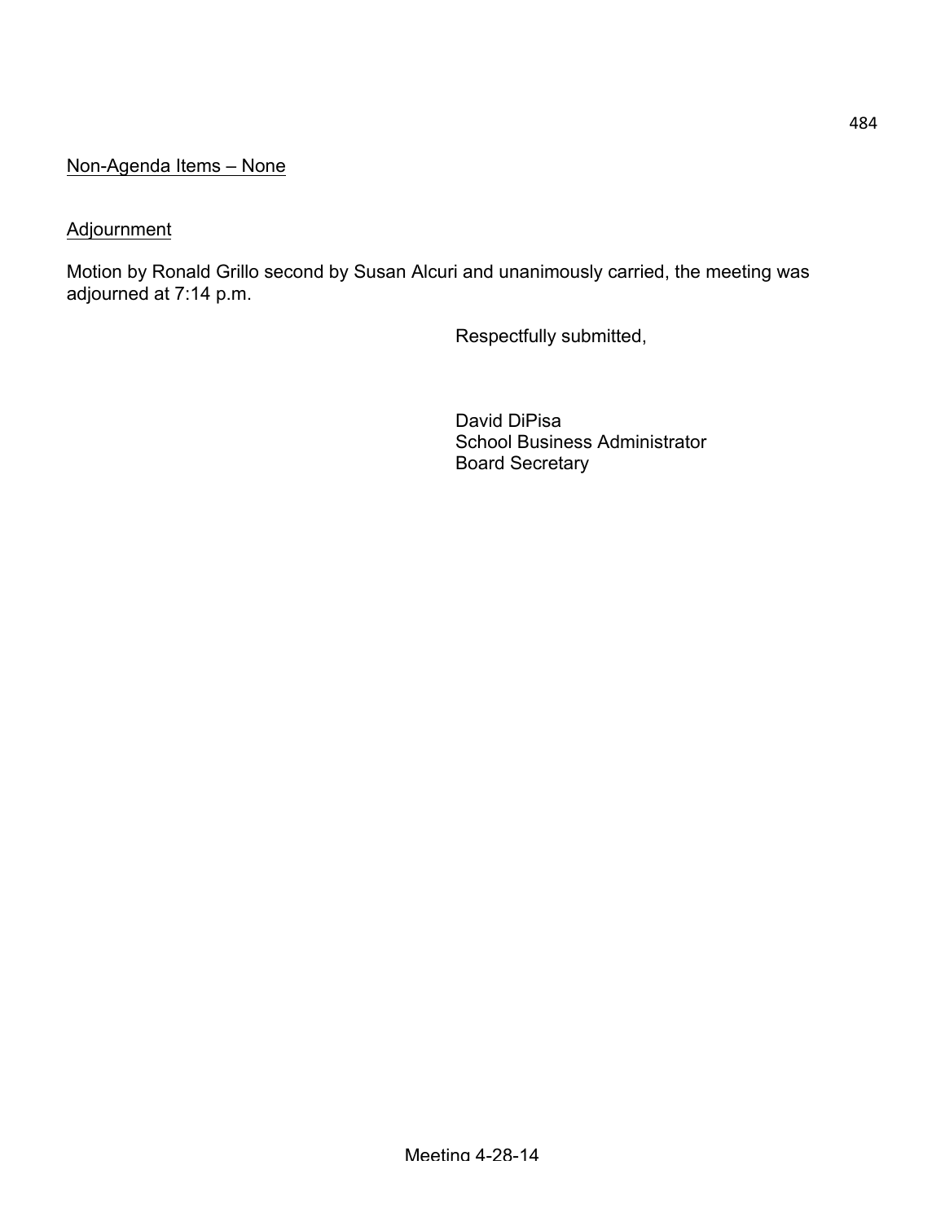<u>Non-Agenda Items – None</u>

<u>Adjournment</u>

Motion by Ronald Grillo second by Susan Alcuri and unanimously carried, the meeting was adjourned at 7:14 p.m.

Respectfully submitted,

David DiPisa
School Business Administrator
Board Secretary